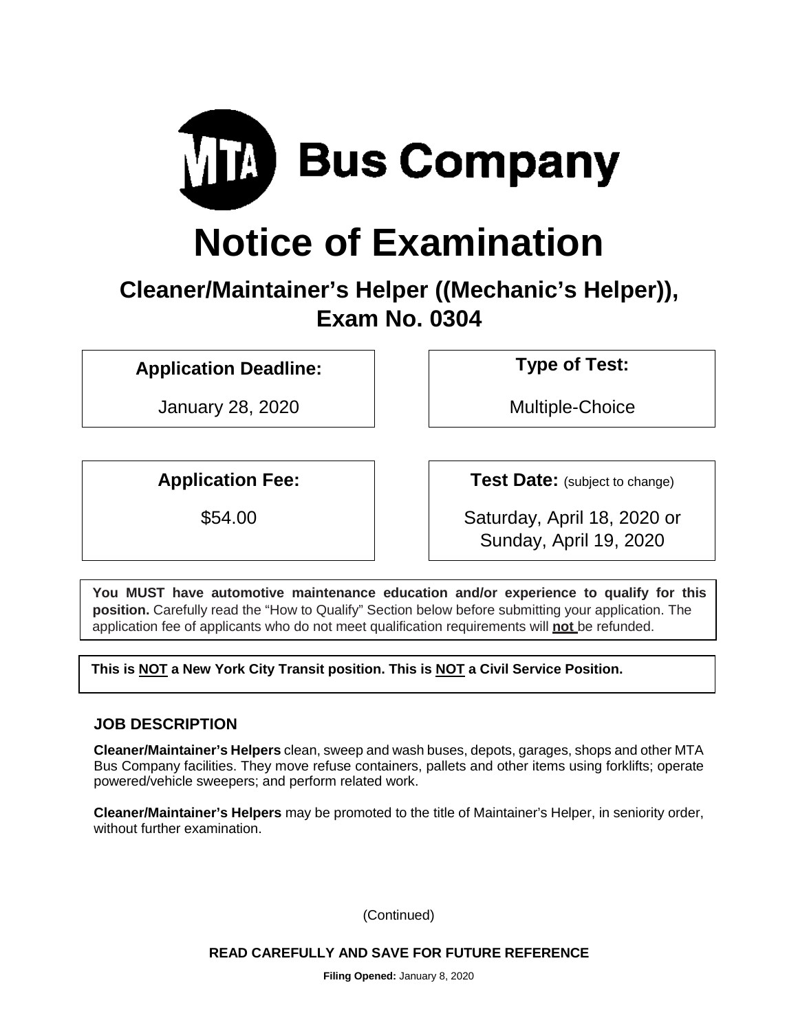# MTA Bus Company

# Notice of Examination

## Cleaner/Maintainer's Helper ((Mechanic's Helper)), Exam No. 0304

| Application Deadline: | Type of Test: |
|---|---|
| January 28, 2020 | Multiple-Choice |

| Application Fee: | Test Date: (subject to change) |
|---|---|
| $54.00 | Saturday, April 18, 2020 or Sunday, April 19, 2020 |

**You MUST have automotive maintenance education and/or experience to qualify for this position.** Carefully read the "How to Qualify" Section below before submitting your application. The application fee of applicants who do not meet qualification requirements will **not** be refunded.

**This is NOT a New York City Transit position. This is NOT a Civil Service Position.**

### JOB DESCRIPTION

**Cleaner/Maintainer's Helpers** clean, sweep and wash buses, depots, garages, shops and other MTA Bus Company facilities. They move refuse containers, pallets and other items using forklifts; operate powered/vehicle sweepers; and perform related work.

**Cleaner/Maintainer's Helpers** may be promoted to the title of Maintainer's Helper, in seniority order, without further examination.

(Continued)

**READ CAREFULLY AND SAVE FOR FUTURE REFERENCE**

**Filing Opened:** January 8, 2020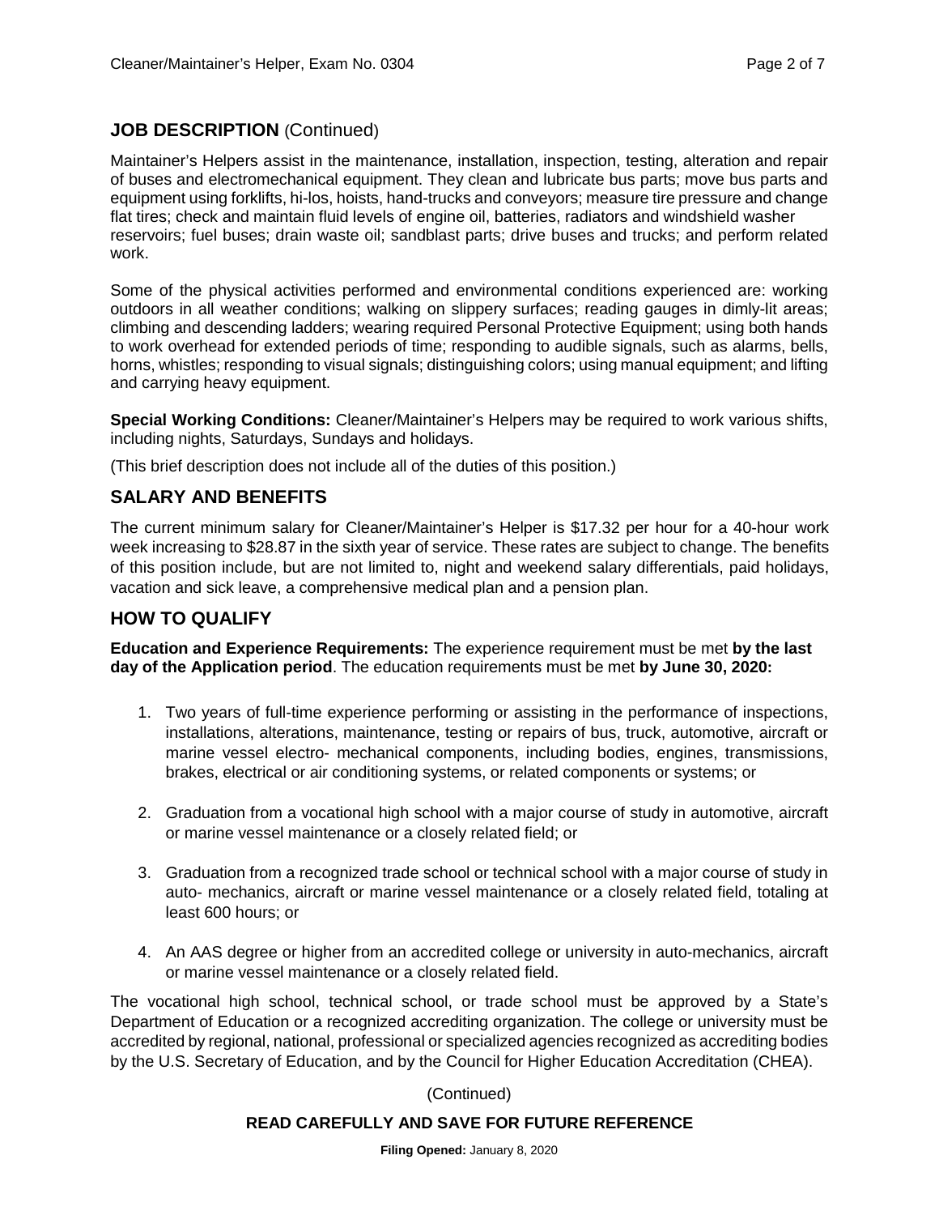## JOB DESCRIPTION (Continued)

Maintainer's Helpers assist in the maintenance, installation, inspection, testing, alteration and repair of buses and electromechanical equipment. They clean and lubricate bus parts; move bus parts and equipment using forklifts, hi-los, hoists, hand-trucks and conveyors; measure tire pressure and change flat tires; check and maintain fluid levels of engine oil, batteries, radiators and windshield washer reservoirs; fuel buses; drain waste oil; sandblast parts; drive buses and trucks; and perform related work.

Some of the physical activities performed and environmental conditions experienced are: working outdoors in all weather conditions; walking on slippery surfaces; reading gauges in dimly-lit areas; climbing and descending ladders; wearing required Personal Protective Equipment; using both hands to work overhead for extended periods of time; responding to audible signals, such as alarms, bells, horns, whistles; responding to visual signals; distinguishing colors; using manual equipment; and lifting and carrying heavy equipment.

**Special Working Conditions:** Cleaner/Maintainer's Helpers may be required to work various shifts, including nights, Saturdays, Sundays and holidays.

(This brief description does not include all of the duties of this position.)

## SALARY AND BENEFITS

The current minimum salary for Cleaner/Maintainer's Helper is $17.32 per hour for a 40-hour work week increasing to $28.87 in the sixth year of service. These rates are subject to change. The benefits of this position include, but are not limited to, night and weekend salary differentials, paid holidays, vacation and sick leave, a comprehensive medical plan and a pension plan.

## HOW TO QUALIFY

**Education and Experience Requirements:** The experience requirement must be met **by the last day of the Application period**. The education requirements must be met **by June 30, 2020:**

1. Two years of full-time experience performing or assisting in the performance of inspections, installations, alterations, maintenance, testing or repairs of bus, truck, automotive, aircraft or marine vessel electro- mechanical components, including bodies, engines, transmissions, brakes, electrical or air conditioning systems, or related components or systems; or

2. Graduation from a vocational high school with a major course of study in automotive, aircraft or marine vessel maintenance or a closely related field; or

3. Graduation from a recognized trade school or technical school with a major course of study in auto- mechanics, aircraft or marine vessel maintenance or a closely related field, totaling at least 600 hours; or

4. An AAS degree or higher from an accredited college or university in auto-mechanics, aircraft or marine vessel maintenance or a closely related field.

The vocational high school, technical school, or trade school must be approved by a State's Department of Education or a recognized accrediting organization. The college or university must be accredited by regional, national, professional or specialized agencies recognized as accrediting bodies by the U.S. Secretary of Education, and by the Council for Higher Education Accreditation (CHEA).

(Continued)

**READ CAREFULLY AND SAVE FOR FUTURE REFERENCE**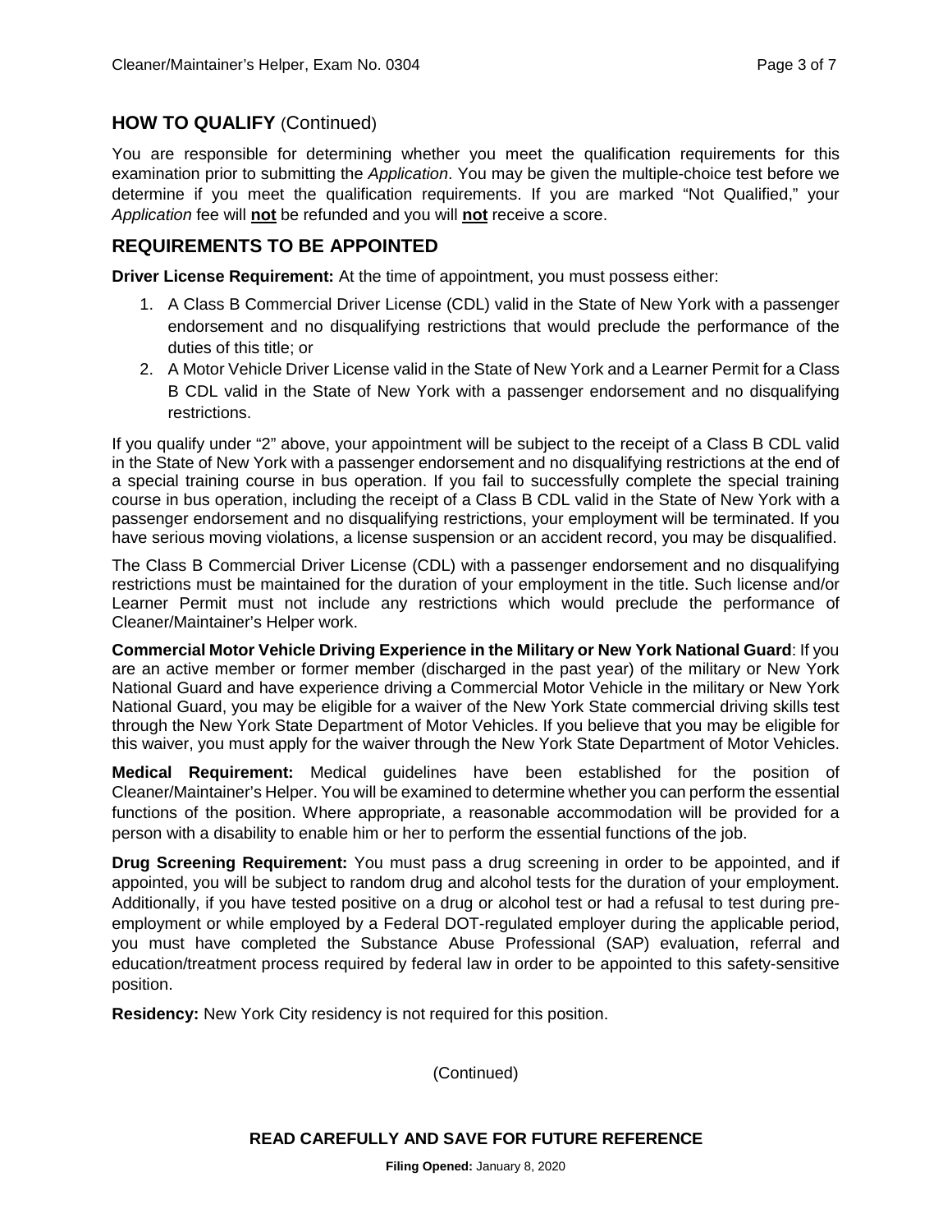## HOW TO QUALIFY (Continued)

You are responsible for determining whether you meet the qualification requirements for this examination prior to submitting the *Application*. You may be given the multiple-choice test before we determine if you meet the qualification requirements. If you are marked "Not Qualified," your *Application* fee will **not** be refunded and you will **not** receive a score.

## REQUIREMENTS TO BE APPOINTED

**Driver License Requirement:** At the time of appointment, you must possess either:

1. A Class B Commercial Driver License (CDL) valid in the State of New York with a passenger endorsement and no disqualifying restrictions that would preclude the performance of the duties of this title; or
2. A Motor Vehicle Driver License valid in the State of New York and a Learner Permit for a Class B CDL valid in the State of New York with a passenger endorsement and no disqualifying restrictions.

If you qualify under "2" above, your appointment will be subject to the receipt of a Class B CDL valid in the State of New York with a passenger endorsement and no disqualifying restrictions at the end of a special training course in bus operation. If you fail to successfully complete the special training course in bus operation, including the receipt of a Class B CDL valid in the State of New York with a passenger endorsement and no disqualifying restrictions, your employment will be terminated. If you have serious moving violations, a license suspension or an accident record, you may be disqualified.

The Class B Commercial Driver License (CDL) with a passenger endorsement and no disqualifying restrictions must be maintained for the duration of your employment in the title. Such license and/or Learner Permit must not include any restrictions which would preclude the performance of Cleaner/Maintainer's Helper work.

**Commercial Motor Vehicle Driving Experience in the Military or New York National Guard**: If you are an active member or former member (discharged in the past year) of the military or New York National Guard and have experience driving a Commercial Motor Vehicle in the military or New York National Guard, you may be eligible for a waiver of the New York State commercial driving skills test through the New York State Department of Motor Vehicles. If you believe that you may be eligible for this waiver, you must apply for the waiver through the New York State Department of Motor Vehicles.

**Medical Requirement:** Medical guidelines have been established for the position of Cleaner/Maintainer's Helper. You will be examined to determine whether you can perform the essential functions of the position. Where appropriate, a reasonable accommodation will be provided for a person with a disability to enable him or her to perform the essential functions of the job.

**Drug Screening Requirement:** You must pass a drug screening in order to be appointed, and if appointed, you will be subject to random drug and alcohol tests for the duration of your employment. Additionally, if you have tested positive on a drug or alcohol test or had a refusal to test during pre-employment or while employed by a Federal DOT-regulated employer during the applicable period, you must have completed the Substance Abuse Professional (SAP) evaluation, referral and education/treatment process required by federal law in order to be appointed to this safety-sensitive position.

**Residency:** New York City residency is not required for this position.

(Continued)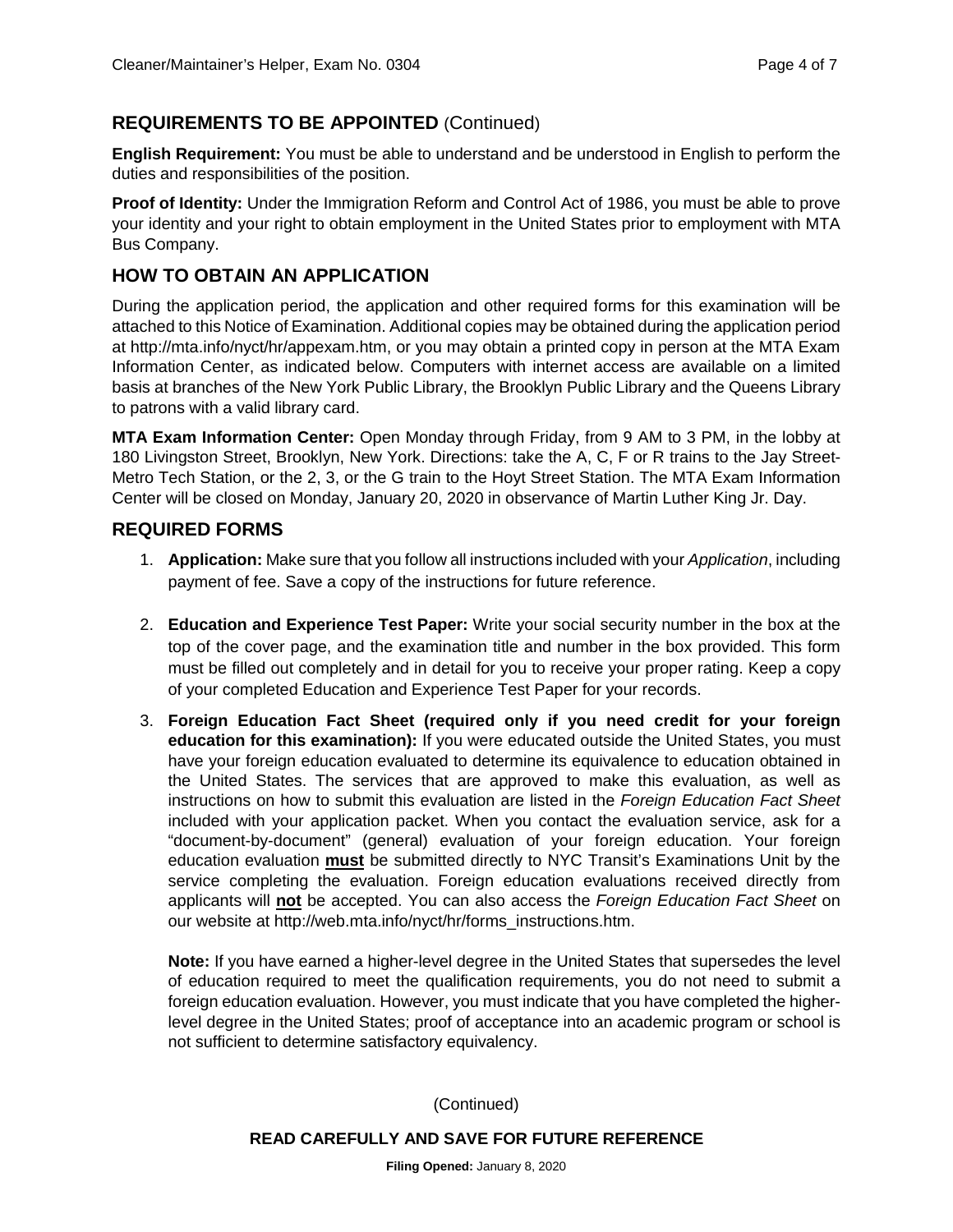## REQUIREMENTS TO BE APPOINTED (Continued)

**English Requirement:** You must be able to understand and be understood in English to perform the duties and responsibilities of the position.

**Proof of Identity:** Under the Immigration Reform and Control Act of 1986, you must be able to prove your identity and your right to obtain employment in the United States prior to employment with MTA Bus Company.

## HOW TO OBTAIN AN APPLICATION

During the application period, the application and other required forms for this examination will be attached to this Notice of Examination. Additional copies may be obtained during the application period at http://mta.info/nyct/hr/appexam.htm, or you may obtain a printed copy in person at the MTA Exam Information Center, as indicated below. Computers with internet access are available on a limited basis at branches of the New York Public Library, the Brooklyn Public Library and the Queens Library to patrons with a valid library card.

**MTA Exam Information Center:** Open Monday through Friday, from 9 AM to 3 PM, in the lobby at 180 Livingston Street, Brooklyn, New York. Directions: take the A, C, F or R trains to the Jay Street-Metro Tech Station, or the 2, 3, or the G train to the Hoyt Street Station. The MTA Exam Information Center will be closed on Monday, January 20, 2020 in observance of Martin Luther King Jr. Day.

## REQUIRED FORMS

1. **Application:** Make sure that you follow all instructions included with your *Application*, including payment of fee. Save a copy of the instructions for future reference.

2. **Education and Experience Test Paper:** Write your social security number in the box at the top of the cover page, and the examination title and number in the box provided. This form must be filled out completely and in detail for you to receive your proper rating. Keep a copy of your completed Education and Experience Test Paper for your records.

3. **Foreign Education Fact Sheet (required only if you need credit for your foreign education for this examination):** If you were educated outside the United States, you must have your foreign education evaluated to determine its equivalence to education obtained in the United States. The services that are approved to make this evaluation, as well as instructions on how to submit this evaluation are listed in the *Foreign Education Fact Sheet* included with your application packet. When you contact the evaluation service, ask for a "document-by-document" (general) evaluation of your foreign education. Your foreign education evaluation **must** be submitted directly to NYC Transit's Examinations Unit by the service completing the evaluation. Foreign education evaluations received directly from applicants will **not** be accepted. You can also access the *Foreign Education Fact Sheet* on our website at http://web.mta.info/nyct/hr/forms_instructions.htm.

   **Note:** If you have earned a higher-level degree in the United States that supersedes the level of education required to meet the qualification requirements, you do not need to submit a foreign education evaluation. However, you must indicate that you have completed the higher-level degree in the United States; proof of acceptance into an academic program or school is not sufficient to determine satisfactory equivalency.

(Continued)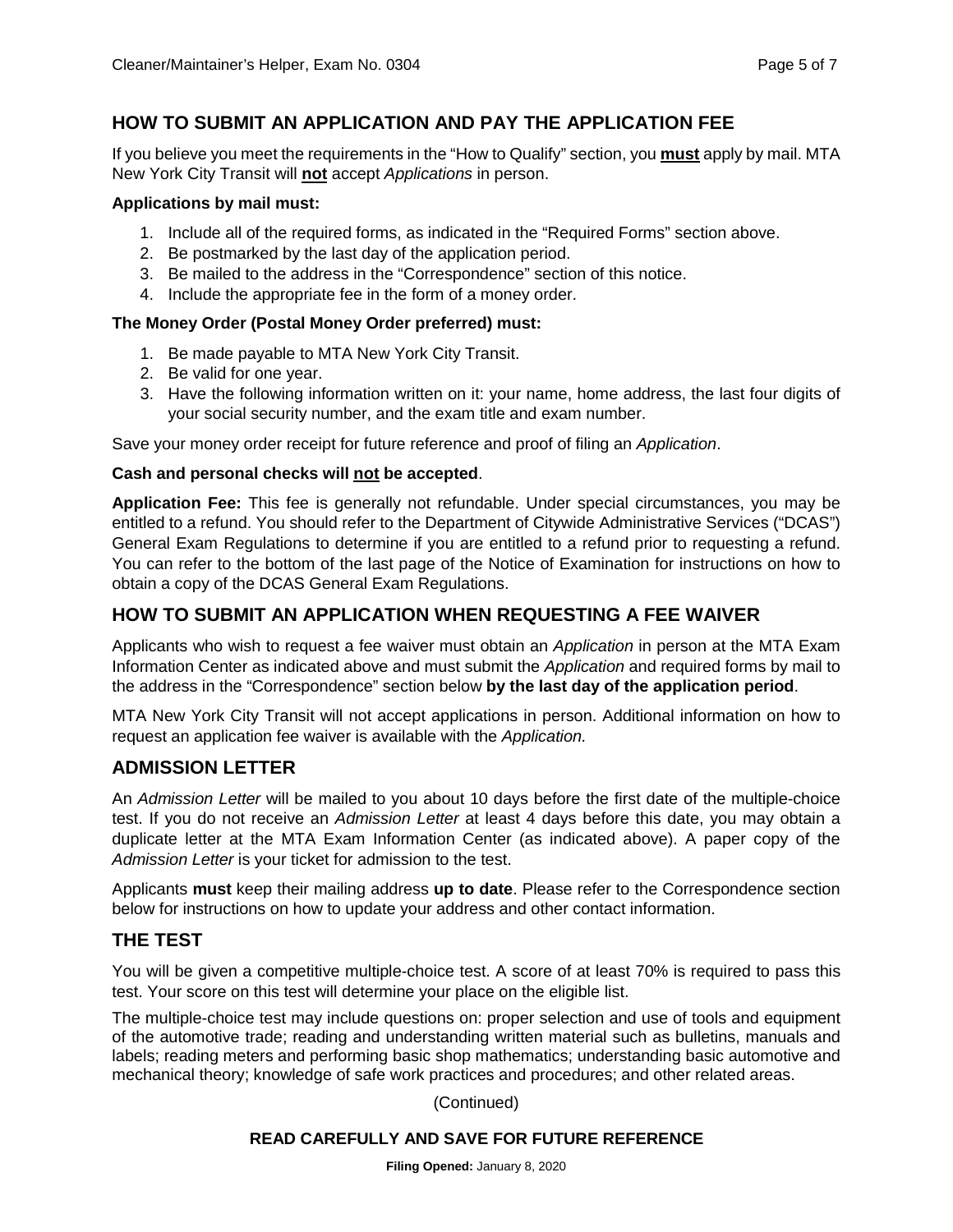## HOW TO SUBMIT AN APPLICATION AND PAY THE APPLICATION FEE

If you believe you meet the requirements in the "How to Qualify" section, you **must** apply by mail. MTA New York City Transit will **not** accept *Applications* in person.

**Applications by mail must:**

1. Include all of the required forms, as indicated in the "Required Forms" section above.
2. Be postmarked by the last day of the application period.
3. Be mailed to the address in the "Correspondence" section of this notice.
4. Include the appropriate fee in the form of a money order.

**The Money Order (Postal Money Order preferred) must:**

1. Be made payable to MTA New York City Transit.
2. Be valid for one year.
3. Have the following information written on it: your name, home address, the last four digits of your social security number, and the exam title and exam number.

Save your money order receipt for future reference and proof of filing an *Application*.

**Cash and personal checks will not be accepted**.

**Application Fee:** This fee is generally not refundable. Under special circumstances, you may be entitled to a refund. You should refer to the Department of Citywide Administrative Services ("DCAS") General Exam Regulations to determine if you are entitled to a refund prior to requesting a refund. You can refer to the bottom of the last page of the Notice of Examination for instructions on how to obtain a copy of the DCAS General Exam Regulations.

## HOW TO SUBMIT AN APPLICATION WHEN REQUESTING A FEE WAIVER

Applicants who wish to request a fee waiver must obtain an *Application* in person at the MTA Exam Information Center as indicated above and must submit the *Application* and required forms by mail to the address in the "Correspondence" section below **by the last day of the application period**.

MTA New York City Transit will not accept applications in person. Additional information on how to request an application fee waiver is available with the *Application.*

## ADMISSION LETTER

An *Admission Letter* will be mailed to you about 10 days before the first date of the multiple-choice test. If you do not receive an *Admission Letter* at least 4 days before this date, you may obtain a duplicate letter at the MTA Exam Information Center (as indicated above). A paper copy of the *Admission Letter* is your ticket for admission to the test.

Applicants **must** keep their mailing address **up to date**. Please refer to the Correspondence section below for instructions on how to update your address and other contact information.

## THE TEST

You will be given a competitive multiple-choice test. A score of at least 70% is required to pass this test. Your score on this test will determine your place on the eligible list.

The multiple-choice test may include questions on: proper selection and use of tools and equipment of the automotive trade; reading and understanding written material such as bulletins, manuals and labels; reading meters and performing basic shop mathematics; understanding basic automotive and mechanical theory; knowledge of safe work practices and procedures; and other related areas.

(Continued)

**READ CAREFULLY AND SAVE FOR FUTURE REFERENCE**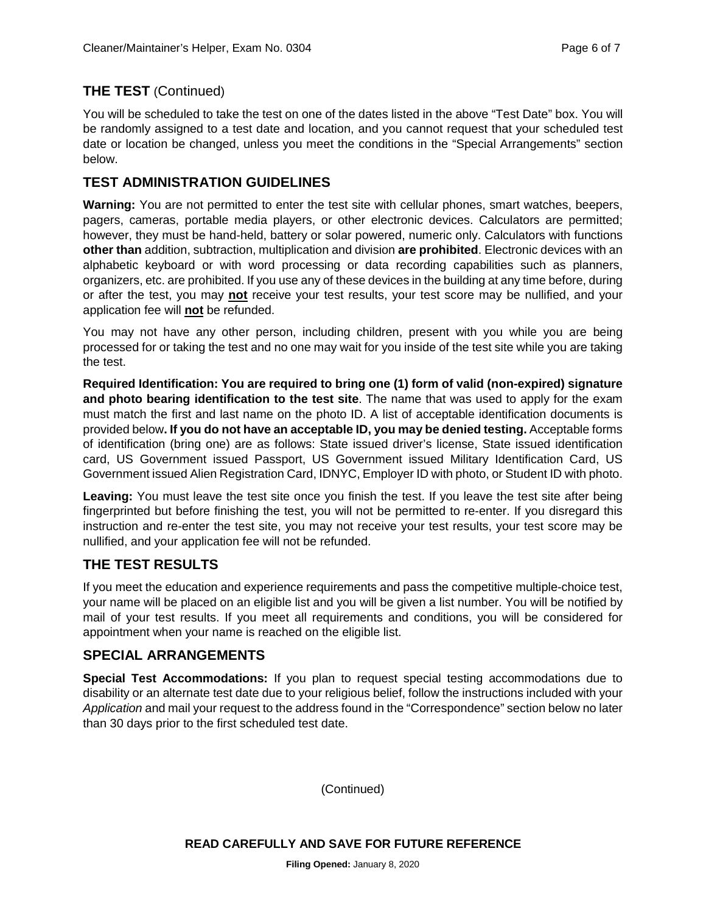## THE TEST (Continued)

You will be scheduled to take the test on one of the dates listed in the above "Test Date" box. You will be randomly assigned to a test date and location, and you cannot request that your scheduled test date or location be changed, unless you meet the conditions in the "Special Arrangements" section below.

## TEST ADMINISTRATION GUIDELINES

**Warning:** You are not permitted to enter the test site with cellular phones, smart watches, beepers, pagers, cameras, portable media players, or other electronic devices. Calculators are permitted; however, they must be hand-held, battery or solar powered, numeric only. Calculators with functions **other than** addition, subtraction, multiplication and division **are prohibited**. Electronic devices with an alphabetic keyboard or with word processing or data recording capabilities such as planners, organizers, etc. are prohibited. If you use any of these devices in the building at any time before, during or after the test, you may **not** receive your test results, your test score may be nullified, and your application fee will **not** be refunded.

You may not have any other person, including children, present with you while you are being processed for or taking the test and no one may wait for you inside of the test site while you are taking the test.

**Required Identification: You are required to bring one (1) form of valid (non-expired) signature and photo bearing identification to the test site**. The name that was used to apply for the exam must match the first and last name on the photo ID. A list of acceptable identification documents is provided below**. If you do not have an acceptable ID, you may be denied testing.** Acceptable forms of identification (bring one) are as follows: State issued driver's license, State issued identification card, US Government issued Passport, US Government issued Military Identification Card, US Government issued Alien Registration Card, IDNYC, Employer ID with photo, or Student ID with photo.

**Leaving:** You must leave the test site once you finish the test. If you leave the test site after being fingerprinted but before finishing the test, you will not be permitted to re-enter. If you disregard this instruction and re-enter the test site, you may not receive your test results, your test score may be nullified, and your application fee will not be refunded.

## THE TEST RESULTS

If you meet the education and experience requirements and pass the competitive multiple-choice test, your name will be placed on an eligible list and you will be given a list number. You will be notified by mail of your test results. If you meet all requirements and conditions, you will be considered for appointment when your name is reached on the eligible list.

## SPECIAL ARRANGEMENTS

**Special Test Accommodations:** If you plan to request special testing accommodations due to disability or an alternate test date due to your religious belief, follow the instructions included with your *Application* and mail your request to the address found in the "Correspondence" section below no later than 30 days prior to the first scheduled test date.

(Continued)

**READ CAREFULLY AND SAVE FOR FUTURE REFERENCE**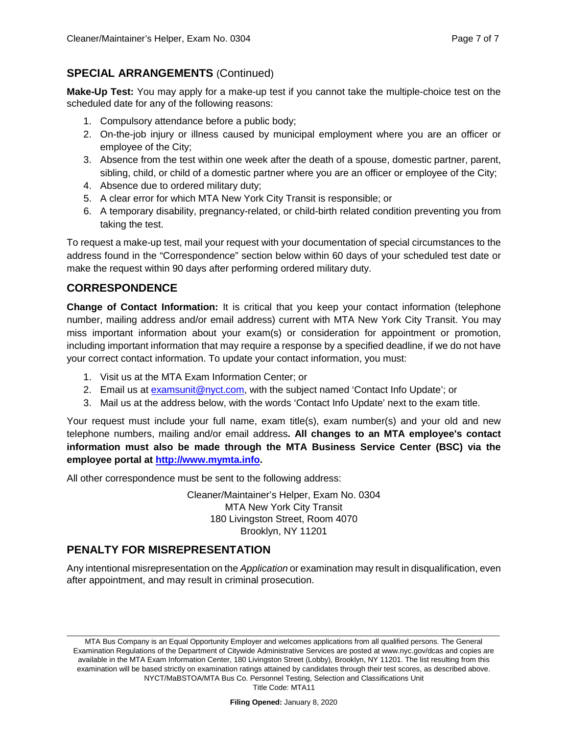## SPECIAL ARRANGEMENTS (Continued)

**Make-Up Test:** You may apply for a make-up test if you cannot take the multiple-choice test on the scheduled date for any of the following reasons:

1. Compulsory attendance before a public body;
2. On-the-job injury or illness caused by municipal employment where you are an officer or employee of the City;
3. Absence from the test within one week after the death of a spouse, domestic partner, parent, sibling, child, or child of a domestic partner where you are an officer or employee of the City;
4. Absence due to ordered military duty;
5. A clear error for which MTA New York City Transit is responsible; or
6. A temporary disability, pregnancy-related, or child-birth related condition preventing you from taking the test.

To request a make-up test, mail your request with your documentation of special circumstances to the address found in the "Correspondence" section below within 60 days of your scheduled test date or make the request within 90 days after performing ordered military duty.

## CORRESPONDENCE

**Change of Contact Information:** It is critical that you keep your contact information (telephone number, mailing address and/or email address) current with MTA New York City Transit. You may miss important information about your exam(s) or consideration for appointment or promotion, including important information that may require a response by a specified deadline, if we do not have your correct contact information. To update your contact information, you must:

1. Visit us at the MTA Exam Information Center; or
2. Email us at examsunit@nyct.com, with the subject named 'Contact Info Update'; or
3. Mail us at the address below, with the words 'Contact Info Update' next to the exam title.

Your request must include your full name, exam title(s), exam number(s) and your old and new telephone numbers, mailing and/or email address**. All changes to an MTA employee's contact information must also be made through the MTA Business Service Center (BSC) via the employee portal at http://www.mymta.info.**

All other correspondence must be sent to the following address:

Cleaner/Maintainer's Helper, Exam No. 0304
MTA New York City Transit
180 Livingston Street, Room 4070
Brooklyn, NY 11201

## PENALTY FOR MISREPRESENTATION

Any intentional misrepresentation on the *Application* or examination may result in disqualification, even after appointment, and may result in criminal prosecution.

MTA Bus Company is an Equal Opportunity Employer and welcomes applications from all qualified persons. The General Examination Regulations of the Department of Citywide Administrative Services are posted at www.nyc.gov/dcas and copies are available in the MTA Exam Information Center, 180 Livingston Street (Lobby), Brooklyn, NY 11201. The list resulting from this examination will be based strictly on examination ratings attained by candidates through their test scores, as described above.
NYCT/MaBSTOA/MTA Bus Co. Personnel Testing, Selection and Classifications Unit
Title Code: MTA11

**Filing Opened:** January 8, 2020